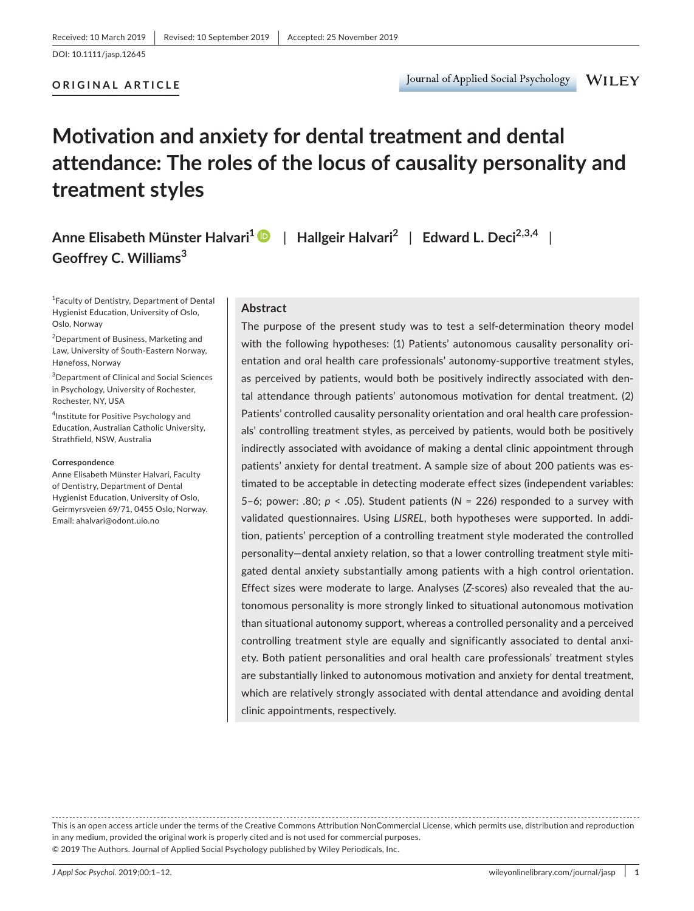Received: 10 March 2019 | Revised: 10 September 2019 | Accepted: 25 November 2019

DOI: 10.1111/jasp.12645

**ORIGINAL ARTICLE**

# Motivation and anxiety for dental treatment and dental attendance: The roles of the locus of causality personality and treatment styles

**Anne Elisabeth Münster Halvari[1]** | **Hallgeir Halvari[2]** | **Edward L. Deci[2,3,4]** | **Geoffrey C. Williams[3]**

[1]Faculty of Dentistry, Department of Dental Hygienist Education, University of Oslo, Oslo, Norway

[2]Department of Business, Marketing and Law, University of South-Eastern Norway, Hønefoss, Norway

[3]Department of Clinical and Social Sciences in Psychology, University of Rochester, Rochester, NY, USA

[4]Institute for Positive Psychology and Education, Australian Catholic University, Strathfield, NSW, Australia

**Correspondence**
Anne Elisabeth Münster Halvari, Faculty of Dentistry, Department of Dental Hygienist Education, University of Oslo, Geirmyrsveien 69/71, 0455 Oslo, Norway.
Email: ahalvari@odont.uio.no

## Abstract

The purpose of the present study was to test a self-determination theory model with the following hypotheses: (1) Patients' autonomous causality personality orientation and oral health care professionals' autonomy-supportive treatment styles, as perceived by patients, would both be positively indirectly associated with dental attendance through patients' autonomous motivation for dental treatment. (2) Patients' controlled causality personality orientation and oral health care professionals' controlling treatment styles, as perceived by patients, would both be positively indirectly associated with avoidance of making a dental clinic appointment through patients' anxiety for dental treatment. A sample size of about 200 patients was estimated to be acceptable in detecting moderate effect sizes (independent variables: 5–6; power: .80; $p < .05$). Student patients ($N = 226$) responded to a survey with validated questionnaires. Using *LISREL*, both hypotheses were supported. In addition, patients' perception of a controlling treatment style moderated the controlled personality—dental anxiety relation, so that a lower controlling treatment style mitigated dental anxiety substantially among patients with a high control orientation. Effect sizes were moderate to large. Analyses (*Z*-scores) also revealed that the autonomous personality is more strongly linked to situational autonomous motivation than situational autonomy support, whereas a controlled personality and a perceived controlling treatment style are equally and significantly associated to dental anxiety. Both patient personalities and oral health care professionals' treatment styles are substantially linked to autonomous motivation and anxiety for dental treatment, which are relatively strongly associated with dental attendance and avoiding dental clinic appointments, respectively.

This is an open access article under the terms of the Creative Commons Attribution NonCommercial License, which permits use, distribution and reproduction in any medium, provided the original work is properly cited and is not used for commercial purposes.
© 2019 The Authors. Journal of Applied Social Psychology published by Wiley Periodicals, Inc.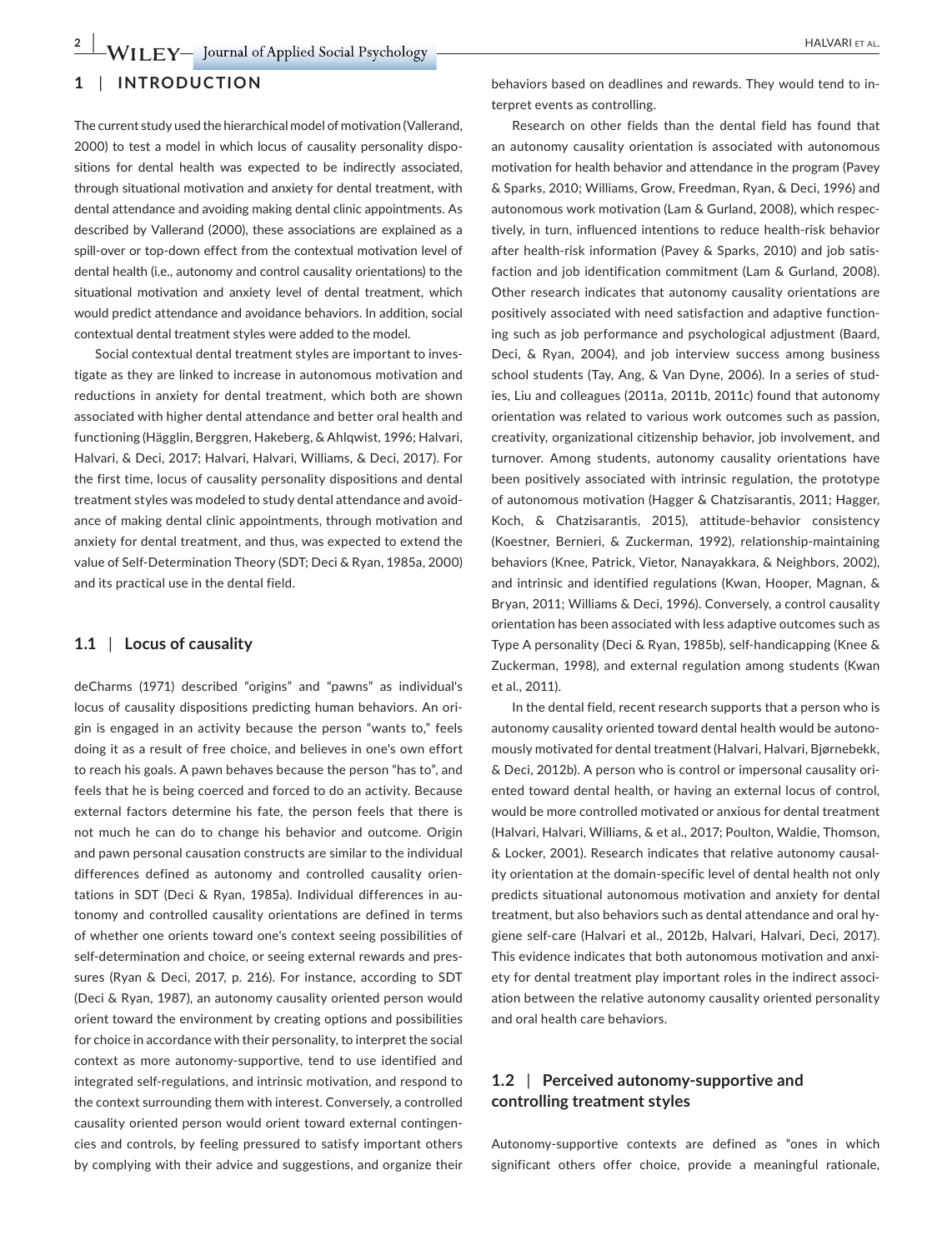## 1 | INTRODUCTION

The current study used the hierarchical model of motivation (Vallerand, 2000) to test a model in which locus of causality personality dispositions for dental health was expected to be indirectly associated, through situational motivation and anxiety for dental treatment, with dental attendance and avoiding making dental clinic appointments. As described by Vallerand (2000), these associations are explained as a spill-over or top-down effect from the contextual motivation level of dental health (i.e., autonomy and control causality orientations) to the situational motivation and anxiety level of dental treatment, which would predict attendance and avoidance behaviors. In addition, social contextual dental treatment styles were added to the model.

Social contextual dental treatment styles are important to investigate as they are linked to increase in autonomous motivation and reductions in anxiety for dental treatment, which both are shown associated with higher dental attendance and better oral health and functioning (Hägglin, Berggren, Hakeberg, & Ahlqwist, 1996; Halvari, Halvari, & Deci, 2017; Halvari, Halvari, Williams, & Deci, 2017). For the first time, locus of causality personality dispositions and dental treatment styles was modeled to study dental attendance and avoidance of making dental clinic appointments, through motivation and anxiety for dental treatment, and thus, was expected to extend the value of Self-Determination Theory (SDT; Deci & Ryan, 1985a, 2000) and its practical use in the dental field.

### 1.1 | Locus of causality

deCharms (1971) described "origins" and "pawns" as individual's locus of causality dispositions predicting human behaviors. An origin is engaged in an activity because the person "wants to," feels doing it as a result of free choice, and believes in one's own effort to reach his goals. A pawn behaves because the person "has to", and feels that he is being coerced and forced to do an activity. Because external factors determine his fate, the person feels that there is not much he can do to change his behavior and outcome. Origin and pawn personal causation constructs are similar to the individual differences defined as autonomy and controlled causality orientations in SDT (Deci & Ryan, 1985a). Individual differences in autonomy and controlled causality orientations are defined in terms of whether one orients toward one's context seeing possibilities of self-determination and choice, or seeing external rewards and pressures (Ryan & Deci, 2017, p. 216). For instance, according to SDT (Deci & Ryan, 1987), an autonomy causality oriented person would orient toward the environment by creating options and possibilities for choice in accordance with their personality, to interpret the social context as more autonomy-supportive, tend to use identified and integrated self-regulations, and intrinsic motivation, and respond to the context surrounding them with interest. Conversely, a controlled causality oriented person would orient toward external contingencies and controls, by feeling pressured to satisfy important others by complying with their advice and suggestions, and organize their behaviors based on deadlines and rewards. They would tend to interpret events as controlling.

Research on other fields than the dental field has found that an autonomy causality orientation is associated with autonomous motivation for health behavior and attendance in the program (Pavey & Sparks, 2010; Williams, Grow, Freedman, Ryan, & Deci, 1996) and autonomous work motivation (Lam & Gurland, 2008), which respectively, in turn, influenced intentions to reduce health-risk behavior after health-risk information (Pavey & Sparks, 2010) and job satisfaction and job identification commitment (Lam & Gurland, 2008). Other research indicates that autonomy causality orientations are positively associated with need satisfaction and adaptive functioning such as job performance and psychological adjustment (Baard, Deci, & Ryan, 2004), and job interview success among business school students (Tay, Ang, & Van Dyne, 2006). In a series of studies, Liu and colleagues (2011a, 2011b, 2011c) found that autonomy orientation was related to various work outcomes such as passion, creativity, organizational citizenship behavior, job involvement, and turnover. Among students, autonomy causality orientations have been positively associated with intrinsic regulation, the prototype of autonomous motivation (Hagger & Chatzisarantis, 2011; Hagger, Koch, & Chatzisarantis, 2015), attitude-behavior consistency (Koestner, Bernieri, & Zuckerman, 1992), relationship-maintaining behaviors (Knee, Patrick, Vietor, Nanayakkara, & Neighbors, 2002), and intrinsic and identified regulations (Kwan, Hooper, Magnan, & Bryan, 2011; Williams & Deci, 1996). Conversely, a control causality orientation has been associated with less adaptive outcomes such as Type A personality (Deci & Ryan, 1985b), self-handicapping (Knee & Zuckerman, 1998), and external regulation among students (Kwan et al., 2011).

In the dental field, recent research supports that a person who is autonomy causality oriented toward dental health would be autonomously motivated for dental treatment (Halvari, Halvari, Bjørnebekk, & Deci, 2012b). A person who is control or impersonal causality oriented toward dental health, or having an external locus of control, would be more controlled motivated or anxious for dental treatment (Halvari, Halvari, Williams, & et al., 2017; Poulton, Waldie, Thomson, & Locker, 2001). Research indicates that relative autonomy causality orientation at the domain-specific level of dental health not only predicts situational autonomous motivation and anxiety for dental treatment, but also behaviors such as dental attendance and oral hygiene self-care (Halvari et al., 2012b, Halvari, Halvari, Deci, 2017). This evidence indicates that both autonomous motivation and anxiety for dental treatment play important roles in the indirect association between the relative autonomy causality oriented personality and oral health care behaviors.

### 1.2 | Perceived autonomy-supportive and controlling treatment styles

Autonomy-supportive contexts are defined as "ones in which significant others offer choice, provide a meaningful rationale,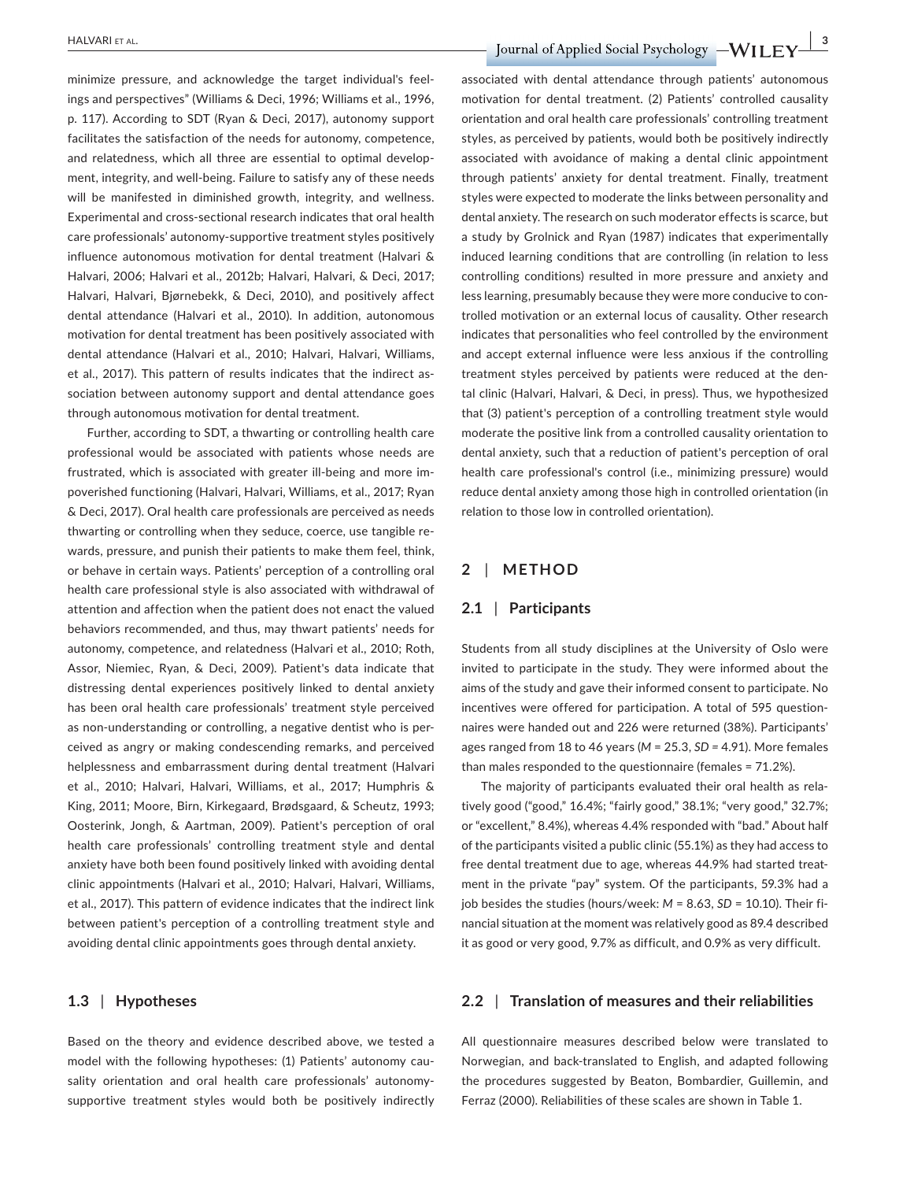minimize pressure, and acknowledge the target individual's feelings and perspectives" (Williams & Deci, 1996; Williams et al., 1996, p. 117). According to SDT (Ryan & Deci, 2017), autonomy support facilitates the satisfaction of the needs for autonomy, competence, and relatedness, which all three are essential to optimal development, integrity, and well-being. Failure to satisfy any of these needs will be manifested in diminished growth, integrity, and wellness. Experimental and cross-sectional research indicates that oral health care professionals' autonomy-supportive treatment styles positively influence autonomous motivation for dental treatment (Halvari & Halvari, 2006; Halvari et al., 2012b; Halvari, Halvari, & Deci, 2017; Halvari, Halvari, Bjørnebekk, & Deci, 2010), and positively affect dental attendance (Halvari et al., 2010). In addition, autonomous motivation for dental treatment has been positively associated with dental attendance (Halvari et al., 2010; Halvari, Halvari, Williams, et al., 2017). This pattern of results indicates that the indirect association between autonomy support and dental attendance goes through autonomous motivation for dental treatment.

Further, according to SDT, a thwarting or controlling health care professional would be associated with patients whose needs are frustrated, which is associated with greater ill-being and more impoverished functioning (Halvari, Halvari, Williams, et al., 2017; Ryan & Deci, 2017). Oral health care professionals are perceived as needs thwarting or controlling when they seduce, coerce, use tangible rewards, pressure, and punish their patients to make them feel, think, or behave in certain ways. Patients' perception of a controlling oral health care professional style is also associated with withdrawal of attention and affection when the patient does not enact the valued behaviors recommended, and thus, may thwart patients' needs for autonomy, competence, and relatedness (Halvari et al., 2010; Roth, Assor, Niemiec, Ryan, & Deci, 2009). Patient's data indicate that distressing dental experiences positively linked to dental anxiety has been oral health care professionals' treatment style perceived as non-understanding or controlling, a negative dentist who is perceived as angry or making condescending remarks, and perceived helplessness and embarrassment during dental treatment (Halvari et al., 2010; Halvari, Halvari, Williams, et al., 2017; Humphris & King, 2011; Moore, Birn, Kirkegaard, Brødsgaard, & Scheutz, 1993; Oosterink, Jongh, & Aartman, 2009). Patient's perception of oral health care professionals' controlling treatment style and dental anxiety have both been found positively linked with avoiding dental clinic appointments (Halvari et al., 2010; Halvari, Halvari, Williams, et al., 2017). This pattern of evidence indicates that the indirect link between patient's perception of a controlling treatment style and avoiding dental clinic appointments goes through dental anxiety.

### 1.3 | Hypotheses

Based on the theory and evidence described above, we tested a model with the following hypotheses: (1) Patients' autonomy causality orientation and oral health care professionals' autonomy-supportive treatment styles would both be positively indirectly associated with dental attendance through patients' autonomous motivation for dental treatment. (2) Patients' controlled causality orientation and oral health care professionals' controlling treatment styles, as perceived by patients, would both be positively indirectly associated with avoidance of making a dental clinic appointment through patients' anxiety for dental treatment. Finally, treatment styles were expected to moderate the links between personality and dental anxiety. The research on such moderator effects is scarce, but a study by Grolnick and Ryan (1987) indicates that experimentally induced learning conditions that are controlling (in relation to less controlling conditions) resulted in more pressure and anxiety and less learning, presumably because they were more conducive to controlled motivation or an external locus of causality. Other research indicates that personalities who feel controlled by the environment and accept external influence were less anxious if the controlling treatment styles perceived by patients were reduced at the dental clinic (Halvari, Halvari, & Deci, in press). Thus, we hypothesized that (3) patient's perception of a controlling treatment style would moderate the positive link from a controlled causality orientation to dental anxiety, such that a reduction of patient's perception of oral health care professional's control (i.e., minimizing pressure) would reduce dental anxiety among those high in controlled orientation (in relation to those low in controlled orientation).

## 2 | METHOD

### 2.1 | Participants

Students from all study disciplines at the University of Oslo were invited to participate in the study. They were informed about the aims of the study and gave their informed consent to participate. No incentives were offered for participation. A total of 595 questionnaires were handed out and 226 were returned (38%). Participants' ages ranged from 18 to 46 years (*M* = 25.3, *SD* = 4.91). More females than males responded to the questionnaire (females = 71.2%).

The majority of participants evaluated their oral health as relatively good ("good," 16.4%; "fairly good," 38.1%; "very good," 32.7%; or "excellent," 8.4%), whereas 4.4% responded with "bad." About half of the participants visited a public clinic (55.1%) as they had access to free dental treatment due to age, whereas 44.9% had started treatment in the private "pay" system. Of the participants, 59.3% had a job besides the studies (hours/week: *M* = 8.63, *SD* = 10.10). Their financial situation at the moment was relatively good as 89.4 described it as good or very good, 9.7% as difficult, and 0.9% as very difficult.

### 2.2 | Translation of measures and their reliabilities

All questionnaire measures described below were translated to Norwegian, and back-translated to English, and adapted following the procedures suggested by Beaton, Bombardier, Guillemin, and Ferraz (2000). Reliabilities of these scales are shown in Table 1.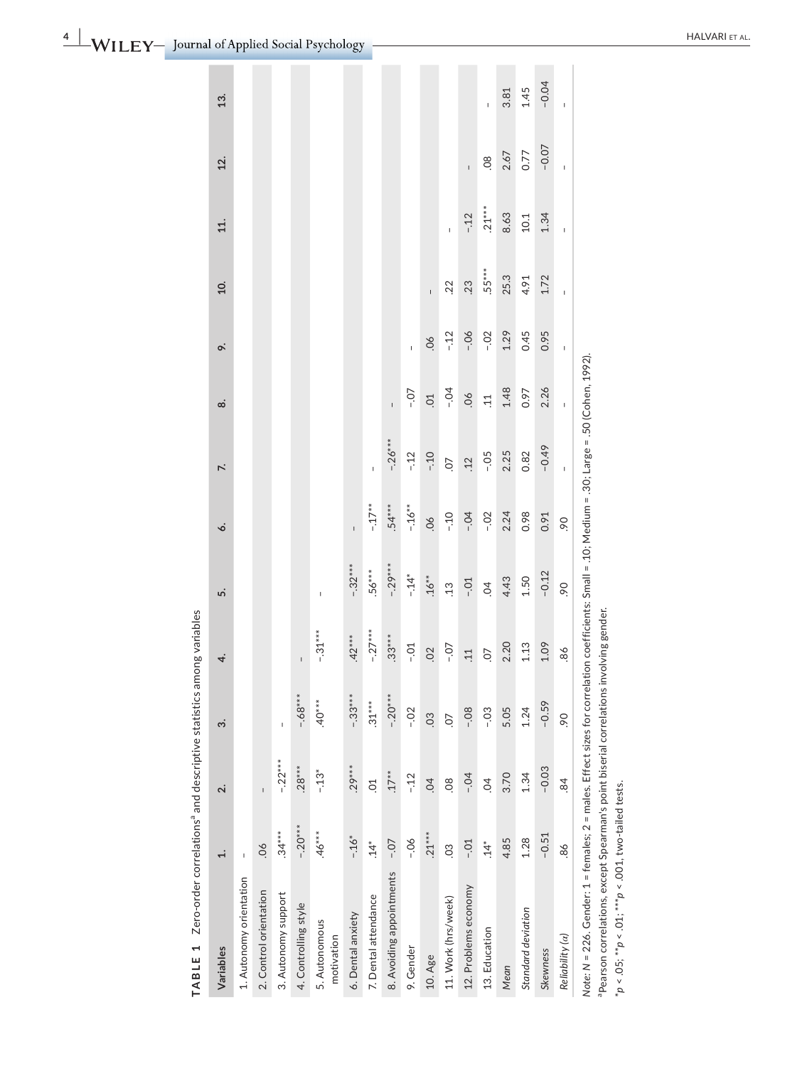**TABLE 1** Zero-order correlations[a] and descriptive statistics among variables

| Variables | 1. | 2. | 3. | 4. | 5. | 6. | 7. | 8. | 9. | 10. | 11. | 12. | 13. |
|---|---|---|---|---|---|---|---|---|---|---|---|---|---|
| 1. Autonomy orientation | - | | | | | | | | | | | | |
| 2. Control orientation | .06 | - | | | | | | | | | | | |
| 3. Autonomy support | .34*** | -.22*** | - | | | | | | | | | | |
| 4. Controlling style | -.20*** | .28*** | -.68*** | - | | | | | | | | | |
| 5. Autonomous motivation | .46*** | -.13* | .40*** | -.31*** | - | | | | | | | | |
| 6. Dental anxiety | -.16* | .29*** | -.33*** | .42*** | -.32*** | - | | | | | | | |
| 7. Dental attendance | .14* | .01 | .31*** | -.27*** | .56*** | -.17** | - | | | | | | |
| 8. Avoiding appointments | -.07 | .17** | -.20*** | .33*** | -.29*** | .54*** | -.26*** | - | | | | | |
| 9. Gender | -.06 | -.12 | -.02 | -.01 | -.14* | -.16** | -.12 | -.07 | - | | | | |
| 10. Age | .21*** | .04 | .03 | .02 | .16** | .06 | -.10 | .01 | .06 | - | | | |
| 11. Work (hrs/week) | .03 | .08 | .07 | -.07 | .13 | -.10 | .07 | -.04 | -.12 | .22 | - | | |
| 12. Problems economy | -.01 | -.04 | -.08 | .11 | -.01 | -.04 | .12 | .06 | -.06 | .23 | -.12 | - | |
| 13. Education | .14* | .04 | -.03 | .07 | .04 | -.02 | -.05 | .11 | -.02 | .55*** | .21*** | .08 | - |
| *Mean* | 4.85 | 3.70 | 5.05 | 2.20 | 4.43 | 2.24 | 2.25 | 1.48 | 1.29 | 25.3 | 8.63 | 2.67 | 3.81 |
| *Standard deviation* | 1.28 | 1.34 | 1.24 | 1.13 | 1.50 | 0.98 | 0.82 | 0.97 | 0.45 | 4.91 | 10.1 | 0.77 | 1.45 |
| *Skewness* | −0.51 | −0.03 | −0.59 | 1.09 | −0.12 | 0.91 | −0.49 | 2.26 | 0.95 | 1.72 | 1.34 | −0.07 | −0.04 |
| *Reliability* (α) | .86 | .84 | .90 | .86 | .90 | .90 | - | - | - | - | - | - | - |

*Note: N* = 226. Gender: 1 = females; 2 = males. Effect sizes for correlation coefficients: Small = .10; Medium = .30; Large = .50 (Cohen, 1992).

[a]Pearson correlations, except Spearman's point biserial correlations involving gender.

\*$p < .05$; \*\*$p < .01$; \*\*\*$p < .001$, two-tailed tests.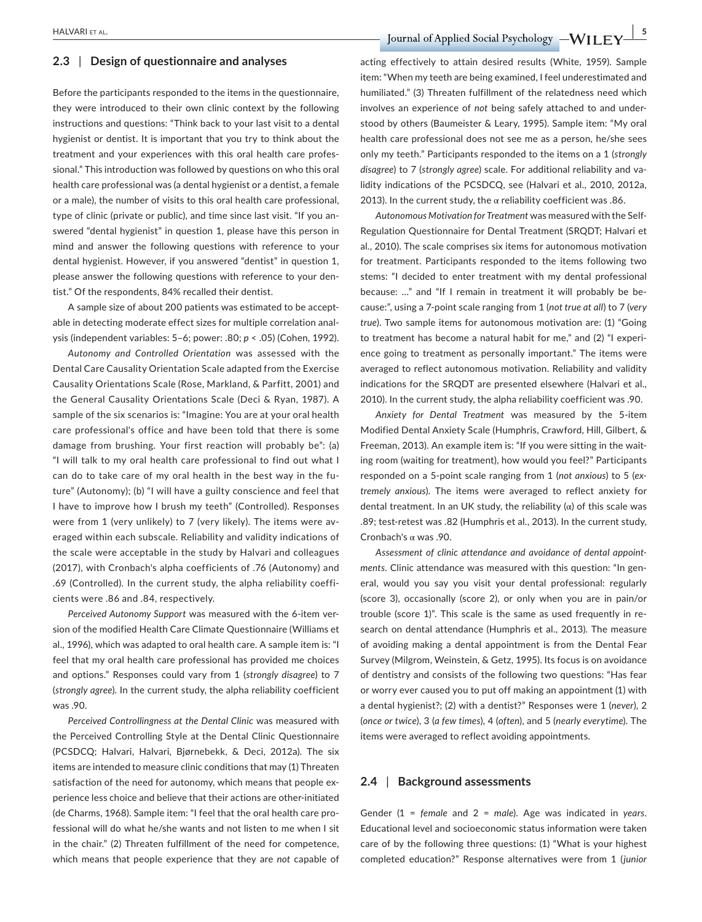## 2.3 | Design of questionnaire and analyses

Before the participants responded to the items in the questionnaire, they were introduced to their own clinic context by the following instructions and questions: "Think back to your last visit to a dental hygienist or dentist. It is important that you try to think about the treatment and your experiences with this oral health care professional." This introduction was followed by questions on who this oral health care professional was (a dental hygienist or a dentist, a female or a male), the number of visits to this oral health care professional, type of clinic (private or public), and time since last visit. "If you answered "dental hygienist" in question 1, please have this person in mind and answer the following questions with reference to your dental hygienist. However, if you answered "dentist" in question 1, please answer the following questions with reference to your dentist." Of the respondents, 84% recalled their dentist.

A sample size of about 200 patients was estimated to be acceptable in detecting moderate effect sizes for multiple correlation analysis (independent variables: 5–6; power: .80; $p < .05$) (Cohen, 1992).

*Autonomy and Controlled Orientation* was assessed with the Dental Care Causality Orientation Scale adapted from the Exercise Causality Orientations Scale (Rose, Markland, & Parfitt, 2001) and the General Causality Orientations Scale (Deci & Ryan, 1987). A sample of the six scenarios is: "Imagine: You are at your oral health care professional's office and have been told that there is some damage from brushing. Your first reaction will probably be": (a) "I will talk to my oral health care professional to find out what I can do to take care of my oral health in the best way in the future" (Autonomy); (b) "I will have a guilty conscience and feel that I have to improve how I brush my teeth" (Controlled). Responses were from 1 (very unlikely) to 7 (very likely). The items were averaged within each subscale. Reliability and validity indications of the scale were acceptable in the study by Halvari and colleagues (2017), with Cronbach's alpha coefficients of .76 (Autonomy) and .69 (Controlled). In the current study, the alpha reliability coefficients were .86 and .84, respectively.

*Perceived Autonomy Support* was measured with the 6-item version of the modified Health Care Climate Questionnaire (Williams et al., 1996), which was adapted to oral health care. A sample item is: "I feel that my oral health care professional has provided me choices and options." Responses could vary from 1 (*strongly disagree*) to 7 (*strongly agree*). In the current study, the alpha reliability coefficient was .90.

*Perceived Controllingness at the Dental Clinic* was measured with the Perceived Controlling Style at the Dental Clinic Questionnaire (PCSDCQ; Halvari, Halvari, Bjørnebekk, & Deci, 2012a). The six items are intended to measure clinic conditions that may (1) Threaten satisfaction of the need for autonomy, which means that people experience less choice and believe that their actions are other-initiated (de Charms, 1968). Sample item: "I feel that the oral health care professional will do what he/she wants and not listen to me when I sit in the chair." (2) Threaten fulfillment of the need for competence, which means that people experience that they are *not* capable of acting effectively to attain desired results (White, 1959). Sample item: "When my teeth are being examined, I feel underestimated and humiliated." (3) Threaten fulfillment of the relatedness need which involves an experience of *not* being safely attached to and understood by others (Baumeister & Leary, 1995). Sample item: "My oral health care professional does not see me as a person, he/she sees only my teeth." Participants responded to the items on a 1 (*strongly disagree*) to 7 (*strongly agree*) scale. For additional reliability and validity indications of the PCSDCQ, see (Halvari et al., 2010, 2012a, 2013). In the current study, the α reliability coefficient was .86.

*Autonomous Motivation for Treatment* was measured with the Self-Regulation Questionnaire for Dental Treatment (SRQDT; Halvari et al., 2010). The scale comprises six items for autonomous motivation for treatment. Participants responded to the items following two stems: "I decided to enter treatment with my dental professional because: …" and "If I remain in treatment it will probably be because:", using a 7-point scale ranging from 1 (*not true at all*) to 7 (*very true*). Two sample items for autonomous motivation are: (1) "Going to treatment has become a natural habit for me," and (2) "I experience going to treatment as personally important." The items were averaged to reflect autonomous motivation. Reliability and validity indications for the SRQDT are presented elsewhere (Halvari et al., 2010). In the current study, the alpha reliability coefficient was .90.

*Anxiety for Dental Treatment* was measured by the 5-item Modified Dental Anxiety Scale (Humphris, Crawford, Hill, Gilbert, & Freeman, 2013). An example item is: "If you were sitting in the waiting room (waiting for treatment), how would you feel?" Participants responded on a 5-point scale ranging from 1 (*not anxious*) to 5 (*extremely anxious*). The items were averaged to reflect anxiety for dental treatment. In an UK study, the reliability (α) of this scale was .89; test-retest was .82 (Humphris et al., 2013). In the current study, Cronbach's α was .90.

*Assessment of clinic attendance and avoidance of dental appointments*. Clinic attendance was measured with this question: "In general, would you say you visit your dental professional: regularly (score 3), occasionally (score 2), or only when you are in pain/or trouble (score 1)". This scale is the same as used frequently in research on dental attendance (Humphris et al., 2013). The measure of avoiding making a dental appointment is from the Dental Fear Survey (Milgrom, Weinstein, & Getz, 1995). Its focus is on avoidance of dentistry and consists of the following two questions: "Has fear or worry ever caused you to put off making an appointment (1) with a dental hygienist?; (2) with a dentist?" Responses were 1 (*never*), 2 (*once or twice*), 3 (*a few times*), 4 (*often*), and 5 (*nearly everytime*). The items were averaged to reflect avoiding appointments.

## 2.4 | Background assessments

Gender (1 = *female* and 2 = *male*). Age was indicated in *years*. Educational level and socioeconomic status information were taken care of by the following three questions: (1) "What is your highest completed education?" Response alternatives were from 1 (*junior*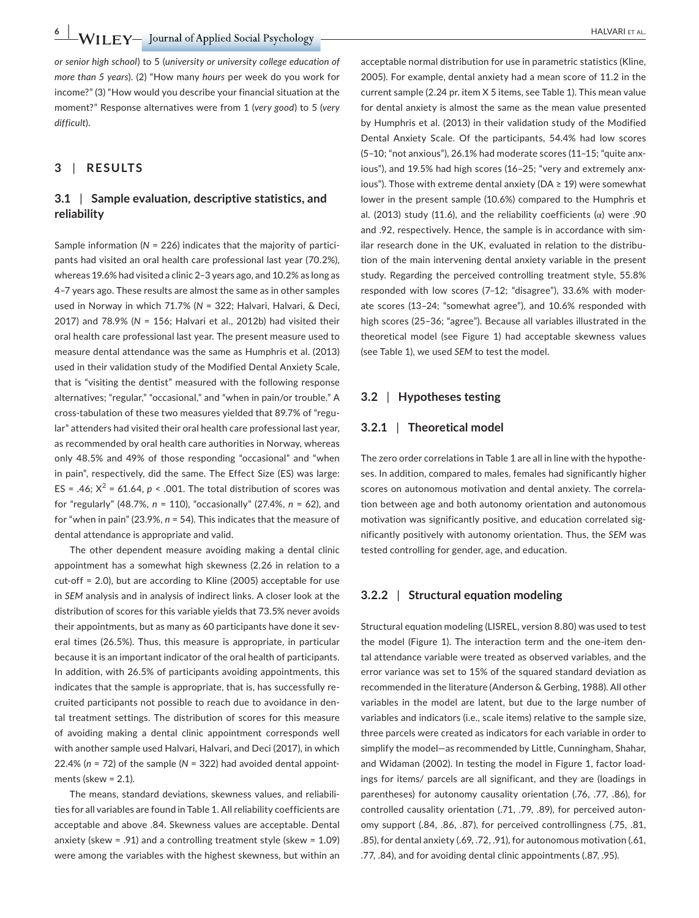*or senior high school*) to 5 (*university or university college education of more than 5 years*). (2) "How many *hours* per week do you work for income?" (3) "How would you describe your financial situation at the moment?" Response alternatives were from 1 (*very good*) to 5 (*very difficult*).

## 3 | RESULTS

### 3.1 | Sample evaluation, descriptive statistics, and reliability

Sample information ($N$ = 226) indicates that the majority of participants had visited an oral health care professional last year (70.2%), whereas 19.6% had visited a clinic 2–3 years ago, and 10.2% as long as 4–7 years ago. These results are almost the same as in other samples used in Norway in which 71.7% ($N$ = 322; Halvari, Halvari, & Deci, 2017) and 78.9% ($N$ = 156; Halvari et al., 2012b) had visited their oral health care professional last year. The present measure used to measure dental attendance was the same as Humphris et al. (2013) used in their validation study of the Modified Dental Anxiety Scale, that is "visiting the dentist" measured with the following response alternatives; "regular," "occasional," and "when in pain/or trouble." A cross-tabulation of these two measures yielded that 89.7% of "regular" attenders had visited their oral health care professional last year, as recommended by oral health care authorities in Norway, whereas only 48.5% and 49% of those responding "occasional" and "when in pain", respectively, did the same. The Effect Size (ES) was large: ES = .46; $X^2$ = 61.64, $p$ < .001. The total distribution of scores was for "regularly" (48.7%, $n$ = 110), "occasionally" (27.4%, $n$ = 62), and for "when in pain" (23.9%, $n$ = 54). This indicates that the measure of dental attendance is appropriate and valid.

The other dependent measure avoiding making a dental clinic appointment has a somewhat high skewness (2.26 in relation to a cut-off = 2.0), but are according to Kline (2005) acceptable for use in *SEM* analysis and in analysis of indirect links. A closer look at the distribution of scores for this variable yields that 73.5% never avoids their appointments, but as many as 60 participants have done it several times (26.5%). Thus, this measure is appropriate, in particular because it is an important indicator of the oral health of participants. In addition, with 26.5% of participants avoiding appointments, this indicates that the sample is appropriate, that is, has successfully recruited participants not possible to reach due to avoidance in dental treatment settings. The distribution of scores for this measure of avoiding making a dental clinic appointment corresponds well with another sample used Halvari, Halvari, and Deci (2017), in which 22.4% ($n$ = 72) of the sample ($N$ = 322) had avoided dental appointments (skew = 2.1).

The means, standard deviations, skewness values, and reliabilities for all variables are found in Table 1. All reliability coefficients are acceptable and above .84. Skewness values are acceptable. Dental anxiety (skew = .91) and a controlling treatment style (skew = 1.09) were among the variables with the highest skewness, but within an acceptable normal distribution for use in parametric statistics (Kline, 2005). For example, dental anxiety had a mean score of 11.2 in the current sample (2.24 pr. item X 5 items, see Table 1). This mean value for dental anxiety is almost the same as the mean value presented by Humphris et al. (2013) in their validation study of the Modified Dental Anxiety Scale. Of the participants, 54.4% had low scores (5–10; "not anxious"), 26.1% had moderate scores (11–15; "quite anxious"), and 19.5% had high scores (16–25; "very and extremely anxious"). Those with extreme dental anxiety (DA ≥ 19) were somewhat lower in the present sample (10.6%) compared to the Humphris et al. (2013) study (11.6), and the reliability coefficients (α) were .90 and .92, respectively. Hence, the sample is in accordance with similar research done in the UK, evaluated in relation to the distribution of the main intervening dental anxiety variable in the present study. Regarding the perceived controlling treatment style, 55.8% responded with low scores (7–12; "disagree"), 33.6% with moderate scores (13–24; "somewhat agree"), and 10.6% responded with high scores (25–36; "agree"). Because all variables illustrated in the theoretical model (see Figure 1) had acceptable skewness values (see Table 1), we used *SEM* to test the model.

### 3.2 | Hypotheses testing

#### 3.2.1 | Theoretical model

The zero order correlations in Table 1 are all in line with the hypotheses. In addition, compared to males, females had significantly higher scores on autonomous motivation and dental anxiety. The correlation between age and both autonomy orientation and autonomous motivation was significantly positive, and education correlated significantly positively with autonomy orientation. Thus, the *SEM* was tested controlling for gender, age, and education.

#### 3.2.2 | Structural equation modeling

Structural equation modeling (LISREL, version 8.80) was used to test the model (Figure 1). The interaction term and the one-item dental attendance variable were treated as observed variables, and the error variance was set to 15% of the squared standard deviation as recommended in the literature (Anderson & Gerbing, 1988). All other variables in the model are latent, but due to the large number of variables and indicators (i.e., scale items) relative to the sample size, three parcels were created as indicators for each variable in order to simplify the model—as recommended by Little, Cunningham, Shahar, and Widaman (2002). In testing the model in Figure 1, factor loadings for items/ parcels are all significant, and they are (loadings in parentheses) for autonomy causality orientation (.76, .77, .86), for controlled causality orientation (.71, .79, .89), for perceived autonomy support (.84, .86, .87), for perceived controllingness (.75, .81, .85), for dental anxiety (.69, .72, .91), for autonomous motivation (.61, .77, .84), and for avoiding dental clinic appointments (.87, .95).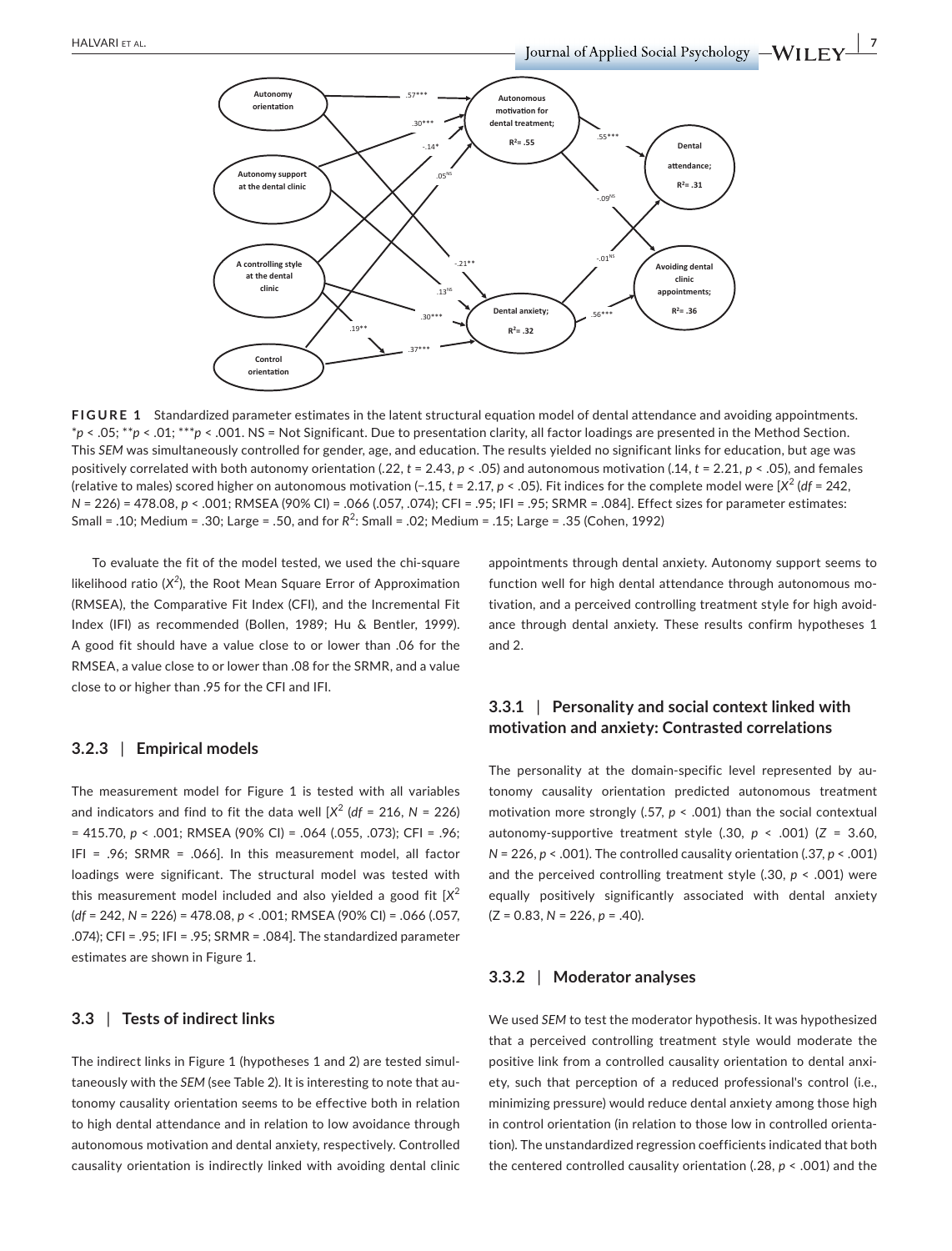**FIGURE 1** Standardized parameter estimates in the latent structural equation model of dental attendance and avoiding appointments. \*$p < .05$; \*\*$p < .01$; \*\*\*$p < .001$. NS = Not Significant. Due to presentation clarity, all factor loadings are presented in the Method Section. This *SEM* was simultaneously controlled for gender, age, and education. The results yielded no significant links for education, but age was positively correlated with both autonomy orientation (.22, $t = 2.43$, $p < .05$) and autonomous motivation (.14, $t = 2.21$, $p < .05$), and females (relative to males) scored higher on autonomous motivation (−.15, $t = 2.17$, $p < .05$). Fit indices for the complete model were [$X^2$ ($df = 242$, $N = 226$) = 478.08, $p < .001$; RMSEA (90% CI) = .066 (.057, .074); CFI = .95; IFI = .95; SRMR = .084]. Effect sizes for parameter estimates: Small = .10; Medium = .30; Large = .50, and for $R^2$: Small = .02; Medium = .15; Large = .35 (Cohen, 1992)

To evaluate the fit of the model tested, we used the chi-square likelihood ratio ($X^2$), the Root Mean Square Error of Approximation (RMSEA), the Comparative Fit Index (CFI), and the Incremental Fit Index (IFI) as recommended (Bollen, 1989; Hu & Bentler, 1999). A good fit should have a value close to or lower than .06 for the RMSEA, a value close to or lower than .08 for the SRMR, and a value close to or higher than .95 for the CFI and IFI.

### 3.2.3 | Empirical models

The measurement model for Figure 1 is tested with all variables and indicators and find to fit the data well [$X^2$ ($df = 216$, $N = 226$) = 415.70, $p < .001$; RMSEA (90% CI) = .064 (.055, .073); CFI = .96; IFI = .96; SRMR = .066]. In this measurement model, all factor loadings were significant. The structural model was tested with this measurement model included and also yielded a good fit [$X^2$ ($df = 242$, $N = 226$) = 478.08, $p < .001$; RMSEA (90% CI) = .066 (.057, .074); CFI = .95; IFI = .95; SRMR = .084]. The standardized parameter estimates are shown in Figure 1.

## 3.3 | Tests of indirect links

The indirect links in Figure 1 (hypotheses 1 and 2) are tested simultaneously with the *SEM* (see Table 2). It is interesting to note that autonomy causality orientation seems to be effective both in relation to high dental attendance and in relation to low avoidance through autonomous motivation and dental anxiety, respectively. Controlled causality orientation is indirectly linked with avoiding dental clinic appointments through dental anxiety. Autonomy support seems to function well for high dental attendance through autonomous motivation, and a perceived controlling treatment style for high avoidance through dental anxiety. These results confirm hypotheses 1 and 2.

### 3.3.1 | Personality and social context linked with motivation and anxiety: Contrasted correlations

The personality at the domain-specific level represented by autonomy causality orientation predicted autonomous treatment motivation more strongly (.57, $p < .001$) than the social contextual autonomy-supportive treatment style (.30, $p < .001$) ($Z = 3.60$, $N = 226$, $p < .001$). The controlled causality orientation (.37, $p < .001$) and the perceived controlling treatment style (.30, $p < .001$) were equally positively significantly associated with dental anxiety ($Z = 0.83$, $N = 226$, $p = .40$).

### 3.3.2 | Moderator analyses

We used *SEM* to test the moderator hypothesis. It was hypothesized that a perceived controlling treatment style would moderate the positive link from a controlled causality orientation to dental anxiety, such that perception of a reduced professional's control (i.e., minimizing pressure) would reduce dental anxiety among those high in control orientation (in relation to those low in controlled orientation). The unstandardized regression coefficients indicated that both the centered controlled causality orientation (.28, $p < .001$) and the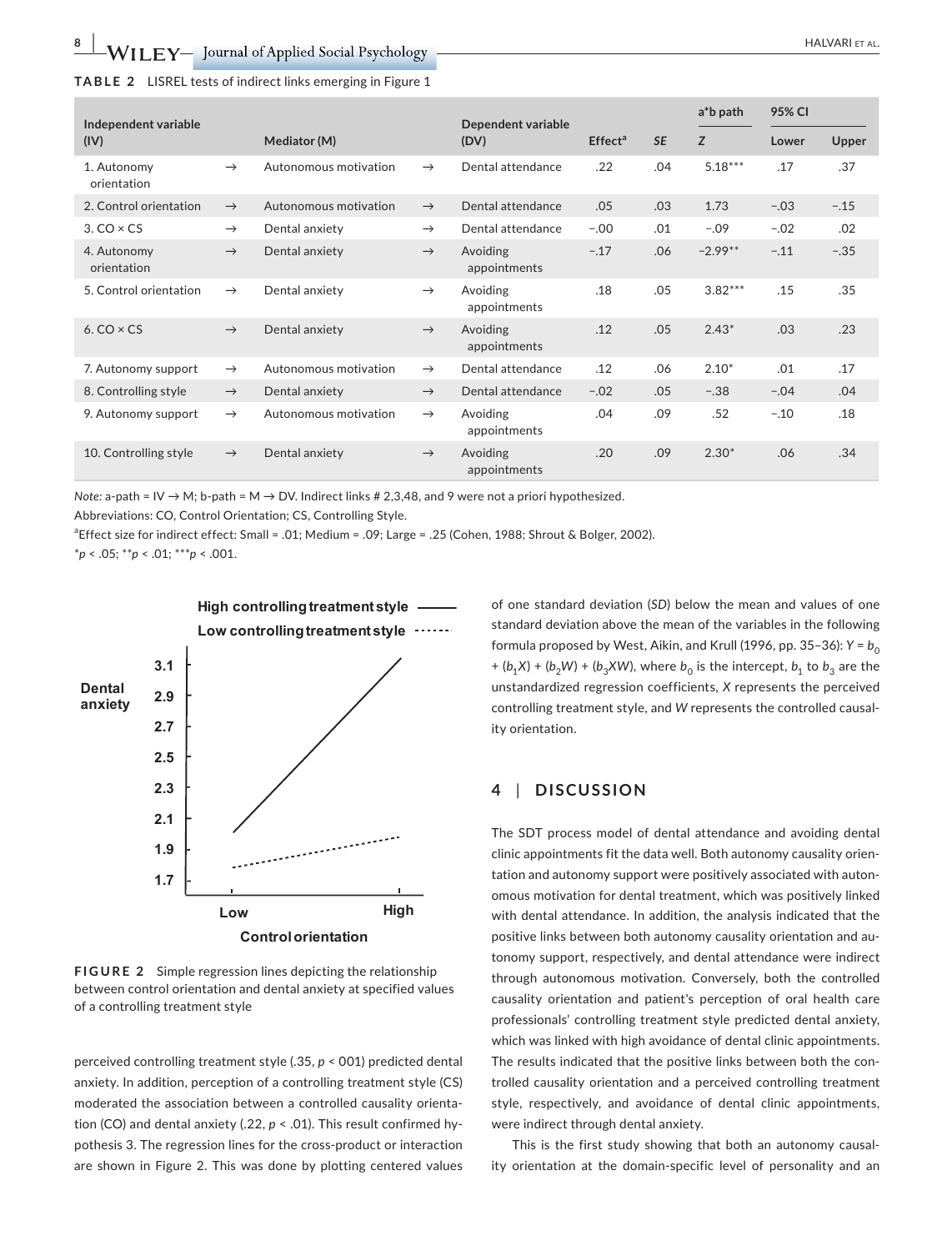**TABLE 2** LISREL tests of indirect links emerging in Figure 1

| Independent variable (IV) | | Mediator (M) | | Dependent variable (DV) | Effect[a] | SE | a*b path Z | 95% CI Lower | Upper |
|---|---|---|---|---|---|---|---|---|---|
| 1. Autonomy orientation | → | Autonomous motivation | → | Dental attendance | .22 | .04 | 5.18*** | .17 | .37 |
| 2. Control orientation | → | Autonomous motivation | → | Dental attendance | .05 | .03 | 1.73 | −.03 | −.15 |
| 3. CO × CS | → | Dental anxiety | → | Dental attendance | −.00 | .01 | −.09 | −.02 | .02 |
| 4. Autonomy orientation | → | Dental anxiety | → | Avoiding appointments | −.17 | .06 | −2.99** | −.11 | −.35 |
| 5. Control orientation | → | Dental anxiety | → | Avoiding appointments | .18 | .05 | 3.82*** | .15 | .35 |
| 6. CO × CS | → | Dental anxiety | → | Avoiding appointments | .12 | .05 | 2.43* | .03 | .23 |
| 7. Autonomy support | → | Autonomous motivation | → | Dental attendance | .12 | .06 | 2.10* | .01 | .17 |
| 8. Controlling style | → | Dental anxiety | → | Dental attendance | −.02 | .05 | −.38 | −.04 | .04 |
| 9. Autonomy support | → | Autonomous motivation | → | Avoiding appointments | .04 | .09 | .52 | −.10 | .18 |
| 10. Controlling style | → | Dental anxiety | → | Avoiding appointments | .20 | .09 | 2.30* | .06 | .34 |

*Note:* a-path = IV → M; b-path = M → DV. Indirect links # 2,3,48, and 9 were not a priori hypothesized.

Abbreviations: CO, Control Orientation; CS, Controlling Style.

[a]Effect size for indirect effect: Small = .01; Medium = .09; Large = .25 (Cohen, 1988; Shrout & Bolger, 2002).

*$p < .05$; **$p < .01$; ***$p < .001$.

**FIGURE 2** Simple regression lines depicting the relationship between control orientation and dental anxiety at specified values of a controlling treatment style

perceived controlling treatment style (.35, $p <$ 001) predicted dental anxiety. In addition, perception of a controlling treatment style (CS) moderated the association between a controlled causality orientation (CO) and dental anxiety (.22, $p < .01$). This result confirmed hypothesis 3. The regression lines for the cross-product or interaction are shown in Figure 2. This was done by plotting centered values of one standard deviation (*SD*) below the mean and values of one standard deviation above the mean of the variables in the following formula proposed by West, Aikin, and Krull (1996, pp. 35–36): $Y = b_0 + (b_1X) + (b_2W) + (b_3XW)$, where $b_0$ is the intercept, $b_1$ to $b_3$ are the unstandardized regression coefficients, $X$ represents the perceived controlling treatment style, and $W$ represents the controlled causality orientation.

## 4 | DISCUSSION

The SDT process model of dental attendance and avoiding dental clinic appointments fit the data well. Both autonomy causality orientation and autonomy support were positively associated with autonomous motivation for dental treatment, which was positively linked with dental attendance. In addition, the analysis indicated that the positive links between both autonomy causality orientation and autonomy support, respectively, and dental attendance were indirect through autonomous motivation. Conversely, both the controlled causality orientation and patient's perception of oral health care professionals' controlling treatment style predicted dental anxiety, which was linked with high avoidance of dental clinic appointments. The results indicated that the positive links between both the controlled causality orientation and a perceived controlling treatment style, respectively, and avoidance of dental clinic appointments, were indirect through dental anxiety.

This is the first study showing that both an autonomy causality orientation at the domain-specific level of personality and an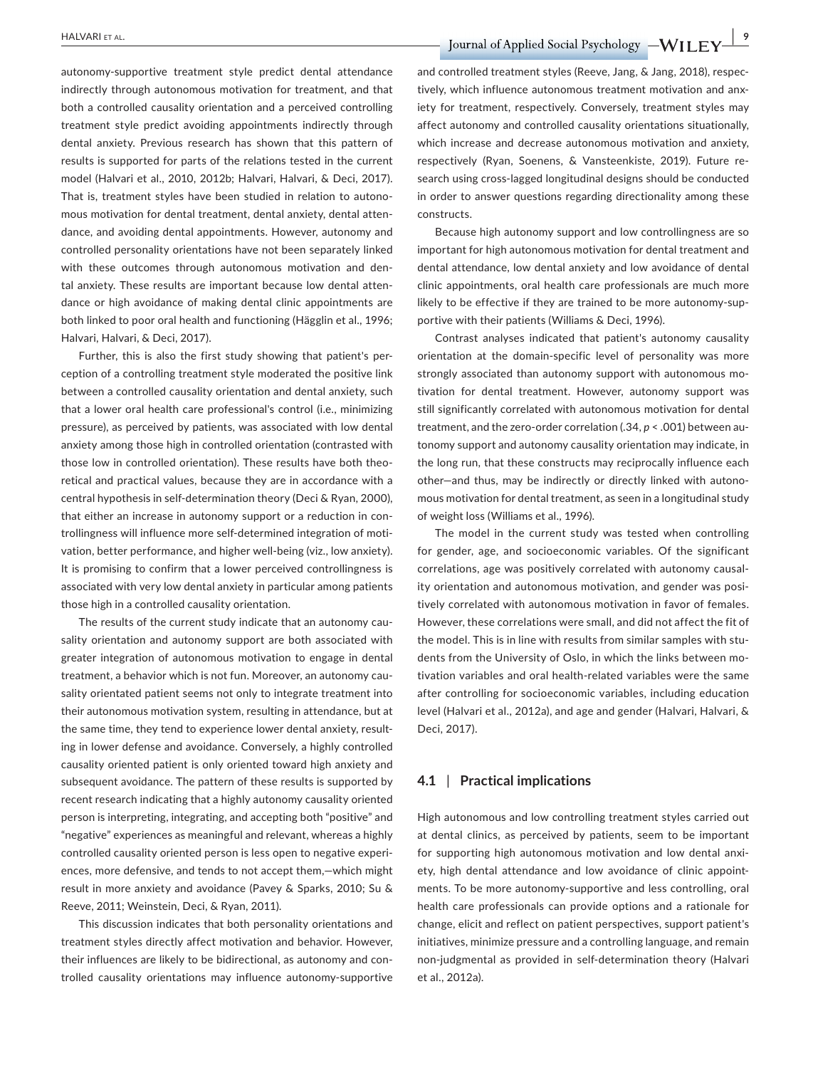autonomy-supportive treatment style predict dental attendance indirectly through autonomous motivation for treatment, and that both a controlled causality orientation and a perceived controlling treatment style predict avoiding appointments indirectly through dental anxiety. Previous research has shown that this pattern of results is supported for parts of the relations tested in the current model (Halvari et al., 2010, 2012b; Halvari, Halvari, & Deci, 2017). That is, treatment styles have been studied in relation to autonomous motivation for dental treatment, dental anxiety, dental attendance, and avoiding dental appointments. However, autonomy and controlled personality orientations have not been separately linked with these outcomes through autonomous motivation and dental anxiety. These results are important because low dental attendance or high avoidance of making dental clinic appointments are both linked to poor oral health and functioning (Hägglin et al., 1996; Halvari, Halvari, & Deci, 2017).

Further, this is also the first study showing that patient's perception of a controlling treatment style moderated the positive link between a controlled causality orientation and dental anxiety, such that a lower oral health care professional's control (i.e., minimizing pressure), as perceived by patients, was associated with low dental anxiety among those high in controlled orientation (contrasted with those low in controlled orientation). These results have both theoretical and practical values, because they are in accordance with a central hypothesis in self-determination theory (Deci & Ryan, 2000), that either an increase in autonomy support or a reduction in controllingness will influence more self-determined integration of motivation, better performance, and higher well-being (viz., low anxiety). It is promising to confirm that a lower perceived controllingness is associated with very low dental anxiety in particular among patients those high in a controlled causality orientation.

The results of the current study indicate that an autonomy causality orientation and autonomy support are both associated with greater integration of autonomous motivation to engage in dental treatment, a behavior which is not fun. Moreover, an autonomy causality orientated patient seems not only to integrate treatment into their autonomous motivation system, resulting in attendance, but at the same time, they tend to experience lower dental anxiety, resulting in lower defense and avoidance. Conversely, a highly controlled causality oriented patient is only oriented toward high anxiety and subsequent avoidance. The pattern of these results is supported by recent research indicating that a highly autonomy causality oriented person is interpreting, integrating, and accepting both "positive" and "negative" experiences as meaningful and relevant, whereas a highly controlled causality oriented person is less open to negative experiences, more defensive, and tends to not accept them,—which might result in more anxiety and avoidance (Pavey & Sparks, 2010; Su & Reeve, 2011; Weinstein, Deci, & Ryan, 2011).

This discussion indicates that both personality orientations and treatment styles directly affect motivation and behavior. However, their influences are likely to be bidirectional, as autonomy and controlled causality orientations may influence autonomy-supportive and controlled treatment styles (Reeve, Jang, & Jang, 2018), respectively, which influence autonomous treatment motivation and anxiety for treatment, respectively. Conversely, treatment styles may affect autonomy and controlled causality orientations situationally, which increase and decrease autonomous motivation and anxiety, respectively (Ryan, Soenens, & Vansteenkiste, 2019). Future research using cross-lagged longitudinal designs should be conducted in order to answer questions regarding directionality among these constructs.

Because high autonomy support and low controllingness are so important for high autonomous motivation for dental treatment and dental attendance, low dental anxiety and low avoidance of dental clinic appointments, oral health care professionals are much more likely to be effective if they are trained to be more autonomy-supportive with their patients (Williams & Deci, 1996).

Contrast analyses indicated that patient's autonomy causality orientation at the domain-specific level of personality was more strongly associated than autonomy support with autonomous motivation for dental treatment. However, autonomy support was still significantly correlated with autonomous motivation for dental treatment, and the zero-order correlation (.34, $p < .001$) between autonomy support and autonomy causality orientation may indicate, in the long run, that these constructs may reciprocally influence each other—and thus, may be indirectly or directly linked with autonomous motivation for dental treatment, as seen in a longitudinal study of weight loss (Williams et al., 1996).

The model in the current study was tested when controlling for gender, age, and socioeconomic variables. Of the significant correlations, age was positively correlated with autonomy causality orientation and autonomous motivation, and gender was positively correlated with autonomous motivation in favor of females. However, these correlations were small, and did not affect the fit of the model. This is in line with results from similar samples with students from the University of Oslo, in which the links between motivation variables and oral health-related variables were the same after controlling for socioeconomic variables, including education level (Halvari et al., 2012a), and age and gender (Halvari, Halvari, & Deci, 2017).

### 4.1 | Practical implications

High autonomous and low controlling treatment styles carried out at dental clinics, as perceived by patients, seem to be important for supporting high autonomous motivation and low dental anxiety, high dental attendance and low avoidance of clinic appointments. To be more autonomy-supportive and less controlling, oral health care professionals can provide options and a rationale for change, elicit and reflect on patient perspectives, support patient's initiatives, minimize pressure and a controlling language, and remain non-judgmental as provided in self-determination theory (Halvari et al., 2012a).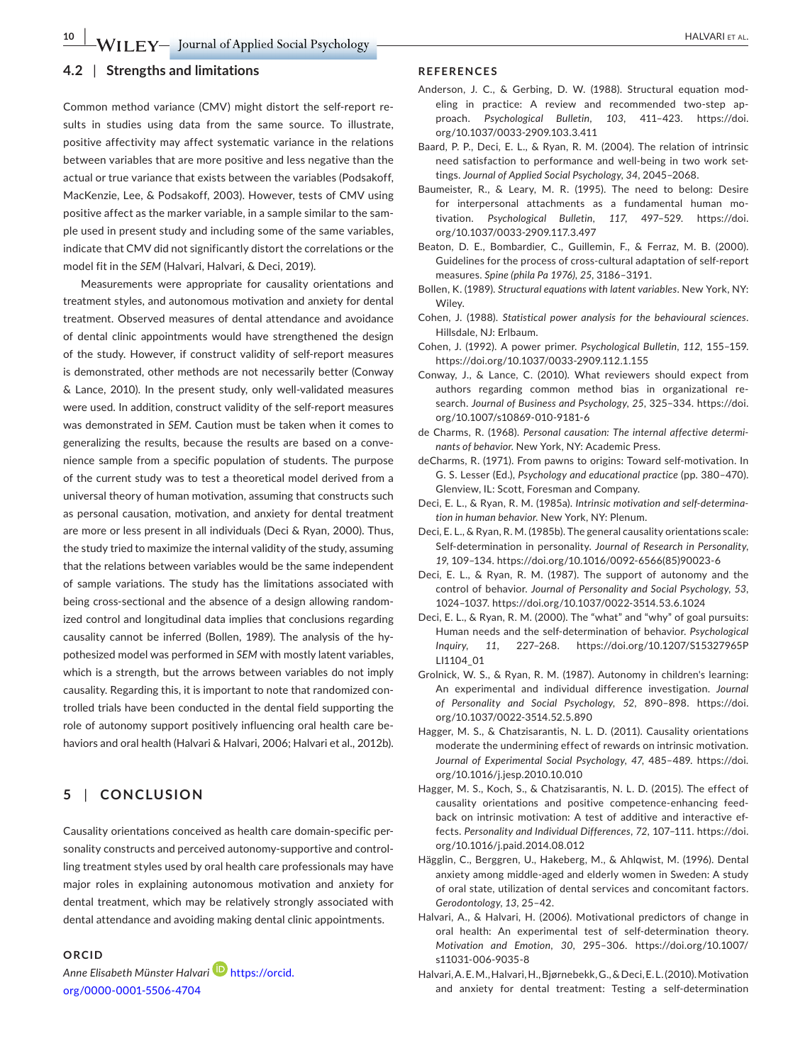## 4.2 | Strengths and limitations

Common method variance (CMV) might distort the self-report results in studies using data from the same source. To illustrate, positive affectivity may affect systematic variance in the relations between variables that are more positive and less negative than the actual or true variance that exists between the variables (Podsakoff, MacKenzie, Lee, & Podsakoff, 2003). However, tests of CMV using positive affect as the marker variable, in a sample similar to the sample used in present study and including some of the same variables, indicate that CMV did not significantly distort the correlations or the model fit in the *SEM* (Halvari, Halvari, & Deci, 2019).

Measurements were appropriate for causality orientations and treatment styles, and autonomous motivation and anxiety for dental treatment. Observed measures of dental attendance and avoidance of dental clinic appointments would have strengthened the design of the study. However, if construct validity of self-report measures is demonstrated, other methods are not necessarily better (Conway & Lance, 2010). In the present study, only well-validated measures were used. In addition, construct validity of the self-report measures was demonstrated in *SEM*. Caution must be taken when it comes to generalizing the results, because the results are based on a convenience sample from a specific population of students. The purpose of the current study was to test a theoretical model derived from a universal theory of human motivation, assuming that constructs such as personal causation, motivation, and anxiety for dental treatment are more or less present in all individuals (Deci & Ryan, 2000). Thus, the study tried to maximize the internal validity of the study, assuming that the relations between variables would be the same independent of sample variations. The study has the limitations associated with being cross-sectional and the absence of a design allowing randomized control and longitudinal data implies that conclusions regarding causality cannot be inferred (Bollen, 1989). The analysis of the hypothesized model was performed in *SEM* with mostly latent variables, which is a strength, but the arrows between variables do not imply causality. Regarding this, it is important to note that randomized controlled trials have been conducted in the dental field supporting the role of autonomy support positively influencing oral health care behaviors and oral health (Halvari & Halvari, 2006; Halvari et al., 2012b).

# 5 | CONCLUSION

Causality orientations conceived as health care domain-specific personality constructs and perceived autonomy-supportive and controlling treatment styles used by oral health care professionals may have major roles in explaining autonomous motivation and anxiety for dental treatment, which may be relatively strongly associated with dental attendance and avoiding making dental clinic appointments.

## ORCID

*Anne Elisabeth Münster Halvari* https://orcid.org/0000-0001-5506-4704

## REFERENCES

Anderson, J. C., & Gerbing, D. W. (1988). Structural equation modeling in practice: A review and recommended two-step approach. *Psychological Bulletin*, *103*, 411–423. https://doi.org/10.1037/0033-2909.103.3.411

Baard, P. P., Deci, E. L., & Ryan, R. M. (2004). The relation of intrinsic need satisfaction to performance and well-being in two work settings. *Journal of Applied Social Psychology*, *34*, 2045–2068.

Baumeister, R., & Leary, M. R. (1995). The need to belong: Desire for interpersonal attachments as a fundamental human motivation. *Psychological Bulletin*, *117*, 497–529. https://doi.org/10.1037/0033-2909.117.3.497

Beaton, D. E., Bombardier, C., Guillemin, F., & Ferraz, M. B. (2000). Guidelines for the process of cross-cultural adaptation of self-report measures. *Spine (phila Pa 1976)*, *25*, 3186–3191.

Bollen, K. (1989). *Structural equations with latent variables*. New York, NY: Wiley.

Cohen, J. (1988). *Statistical power analysis for the behavioural sciences*. Hillsdale, NJ: Erlbaum.

Cohen, J. (1992). A power primer. *Psychological Bulletin*, *112*, 155–159. https://doi.org/10.1037/0033-2909.112.1.155

Conway, J., & Lance, C. (2010). What reviewers should expect from authors regarding common method bias in organizational research. *Journal of Business and Psychology*, *25*, 325–334. https://doi.org/10.1007/s10869-010-9181-6

de Charms, R. (1968). *Personal causation: The internal affective determinants of behavior*. New York, NY: Academic Press.

deCharms, R. (1971). From pawns to origins: Toward self-motivation. In G. S. Lesser (Ed.), *Psychology and educational practice* (pp. 380–470). Glenview, IL: Scott, Foresman and Company.

Deci, E. L., & Ryan, R. M. (1985a). *Intrinsic motivation and self-determination in human behavior*. New York, NY: Plenum.

Deci, E. L., & Ryan, R. M. (1985b). The general causality orientations scale: Self-determination in personality. *Journal of Research in Personality*, *19*, 109–134. https://doi.org/10.1016/0092-6566(85)90023-6

Deci, E. L., & Ryan, R. M. (1987). The support of autonomy and the control of behavior. *Journal of Personality and Social Psychology*, *53*, 1024–1037. https://doi.org/10.1037/0022-3514.53.6.1024

Deci, E. L., & Ryan, R. M. (2000). The "what" and "why" of goal pursuits: Human needs and the self-determination of behavior. *Psychological Inquiry*, *11*, 227–268. https://doi.org/10.1207/S15327965PLI1104_01

Grolnick, W. S., & Ryan, R. M. (1987). Autonomy in children's learning: An experimental and individual difference investigation. *Journal of Personality and Social Psychology*, *52*, 890–898. https://doi.org/10.1037/0022-3514.52.5.890

Hagger, M. S., & Chatzisarantis, N. L. D. (2011). Causality orientations moderate the undermining effect of rewards on intrinsic motivation. *Journal of Experimental Social Psychology*, *47*, 485–489. https://doi.org/10.1016/j.jesp.2010.10.010

Hagger, M. S., Koch, S., & Chatzisarantis, N. L. D. (2015). The effect of causality orientations and positive competence-enhancing feedback on intrinsic motivation: A test of additive and interactive effects. *Personality and Individual Differences*, *72*, 107–111. https://doi.org/10.1016/j.paid.2014.08.012

Hägglin, C., Berggren, U., Hakeberg, M., & Ahlqwist, M. (1996). Dental anxiety among middle-aged and elderly women in Sweden: A study of oral state, utilization of dental services and concomitant factors. *Gerodontology*, *13*, 25–42.

Halvari, A., & Halvari, H. (2006). Motivational predictors of change in oral health: An experimental test of self-determination theory. *Motivation and Emotion*, *30*, 295–306. https://doi.org/10.1007/s11031-006-9035-8

Halvari, A. E. M., Halvari, H., Bjørnebekk, G., & Deci, E. L. (2010). Motivation and anxiety for dental treatment: Testing a self-determination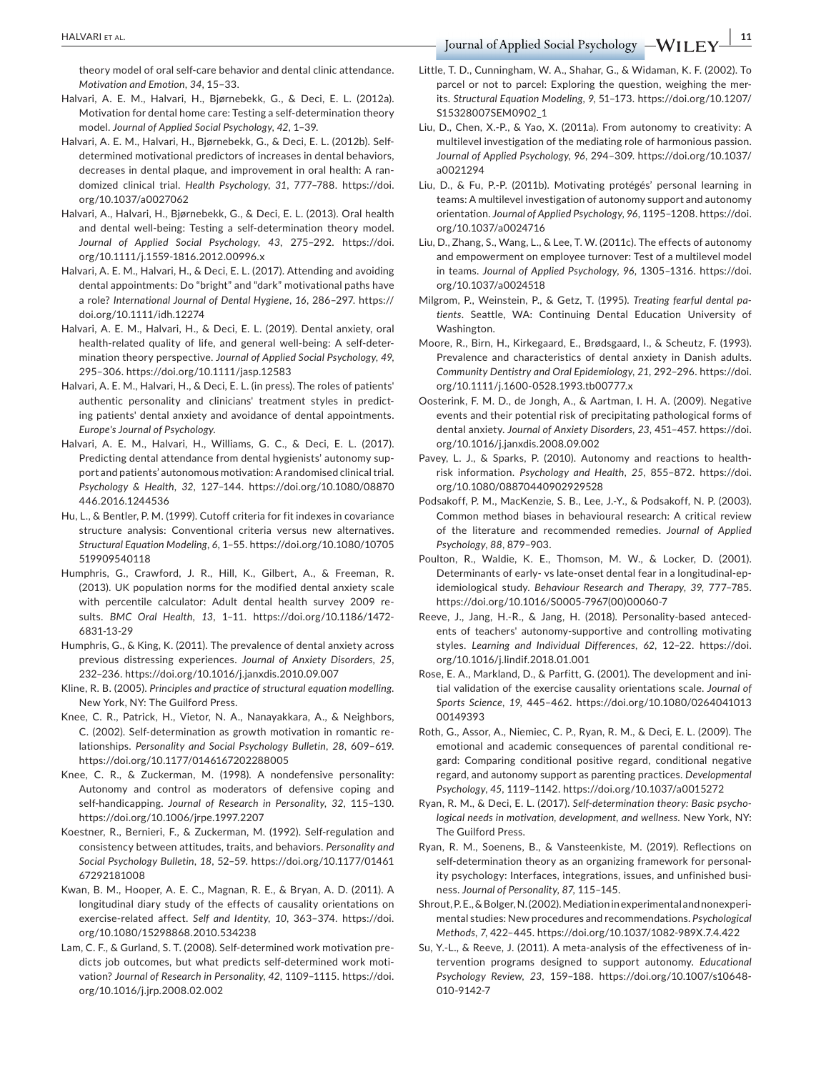theory model of oral self-care behavior and dental clinic attendance. *Motivation and Emotion*, *34*, 15–33.

Halvari, A. E. M., Halvari, H., Bjørnebekk, G., & Deci, E. L. (2012a). Motivation for dental home care: Testing a self-determination theory model. *Journal of Applied Social Psychology*, *42*, 1–39.

Halvari, A. E. M., Halvari, H., Bjørnebekk, G., & Deci, E. L. (2012b). Self-determined motivational predictors of increases in dental behaviors, decreases in dental plaque, and improvement in oral health: A randomized clinical trial. *Health Psychology*, *31*, 777–788. https://doi.org/10.1037/a0027062

Halvari, A., Halvari, H., Bjørnebekk, G., & Deci, E. L. (2013). Oral health and dental well-being: Testing a self-determination theory model. *Journal of Applied Social Psychology*, *43*, 275–292. https://doi.org/10.1111/j.1559-1816.2012.00996.x

Halvari, A. E. M., Halvari, H., & Deci, E. L. (2017). Attending and avoiding dental appointments: Do "bright" and "dark" motivational paths have a role? *International Journal of Dental Hygiene*, *16*, 286–297. https://doi.org/10.1111/idh.12274

Halvari, A. E. M., Halvari, H., & Deci, E. L. (2019). Dental anxiety, oral health-related quality of life, and general well-being: A self-determination theory perspective. *Journal of Applied Social Psychology*, *49*, 295–306. https://doi.org/10.1111/jasp.12583

Halvari, A. E. M., Halvari, H., & Deci, E. L. (in press). The roles of patients' authentic personality and clinicians' treatment styles in predicting patients' dental anxiety and avoidance of dental appointments. *Europe's Journal of Psychology.*

Halvari, A. E. M., Halvari, H., Williams, G. C., & Deci, E. L. (2017). Predicting dental attendance from dental hygienists' autonomy support and patients' autonomous motivation: A randomised clinical trial. *Psychology & Health*, *32*, 127–144. https://doi.org/10.1080/08870446.2016.1244536

Hu, L., & Bentler, P. M. (1999). Cutoff criteria for fit indexes in covariance structure analysis: Conventional criteria versus new alternatives. *Structural Equation Modeling*, *6*, 1–55. https://doi.org/10.1080/10705519909540118

Humphris, G., Crawford, J. R., Hill, K., Gilbert, A., & Freeman, R. (2013). UK population norms for the modified dental anxiety scale with percentile calculator: Adult dental health survey 2009 results. *BMC Oral Health*, *13*, 1–11. https://doi.org/10.1186/1472-6831-13-29

Humphris, G., & King, K. (2011). The prevalence of dental anxiety across previous distressing experiences. *Journal of Anxiety Disorders*, *25*, 232–236. https://doi.org/10.1016/j.janxdis.2010.09.007

Kline, R. B. (2005). *Principles and practice of structural equation modelling.* New York, NY: The Guilford Press.

Knee, C. R., Patrick, H., Vietor, N. A., Nanayakkara, A., & Neighbors, C. (2002). Self-determination as growth motivation in romantic relationships. *Personality and Social Psychology Bulletin*, *28*, 609–619. https://doi.org/10.1177/0146167202288005

Knee, C. R., & Zuckerman, M. (1998). A nondefensive personality: Autonomy and control as moderators of defensive coping and self-handicapping. *Journal of Research in Personality*, *32*, 115–130. https://doi.org/10.1006/jrpe.1997.2207

Koestner, R., Bernieri, F., & Zuckerman, M. (1992). Self-regulation and consistency between attitudes, traits, and behaviors. *Personality and Social Psychology Bulletin*, *18*, 52–59. https://doi.org/10.1177/0146167292181008

Kwan, B. M., Hooper, A. E. C., Magnan, R. E., & Bryan, A. D. (2011). A longitudinal diary study of the effects of causality orientations on exercise-related affect. *Self and Identity*, *10*, 363–374. https://doi.org/10.1080/15298868.2010.534238

Lam, C. F., & Gurland, S. T. (2008). Self-determined work motivation predicts job outcomes, but what predicts self-determined work motivation? *Journal of Research in Personality*, *42*, 1109–1115. https://doi.org/10.1016/j.jrp.2008.02.002

Little, T. D., Cunningham, W. A., Shahar, G., & Widaman, K. F. (2002). To parcel or not to parcel: Exploring the question, weighing the merits. *Structural Equation Modeling*, *9*, 51–173. https://doi.org/10.1207/S15328007SEM0902_1

Liu, D., Chen, X.-P., & Yao, X. (2011a). From autonomy to creativity: A multilevel investigation of the mediating role of harmonious passion. *Journal of Applied Psychology*, *96*, 294–309. https://doi.org/10.1037/a0021294

Liu, D., & Fu, P.-P. (2011b). Motivating protégés' personal learning in teams: A multilevel investigation of autonomy support and autonomy orientation. *Journal of Applied Psychology*, *96*, 1195–1208. https://doi.org/10.1037/a0024716

Liu, D., Zhang, S., Wang, L., & Lee, T. W. (2011c). The effects of autonomy and empowerment on employee turnover: Test of a multilevel model in teams. *Journal of Applied Psychology*, *96*, 1305–1316. https://doi.org/10.1037/a0024518

Milgrom, P., Weinstein, P., & Getz, T. (1995). *Treating fearful dental patients*. Seattle, WA: Continuing Dental Education University of Washington.

Moore, R., Birn, H., Kirkegaard, E., Brødsgaard, I., & Scheutz, F. (1993). Prevalence and characteristics of dental anxiety in Danish adults. *Community Dentistry and Oral Epidemiology*, *21*, 292–296. https://doi.org/10.1111/j.1600-0528.1993.tb00777.x

Oosterink, F. M. D., de Jongh, A., & Aartman, I. H. A. (2009). Negative events and their potential risk of precipitating pathological forms of dental anxiety. *Journal of Anxiety Disorders*, *23*, 451–457. https://doi.org/10.1016/j.janxdis.2008.09.002

Pavey, L. J., & Sparks, P. (2010). Autonomy and reactions to health-risk information. *Psychology and Health*, *25*, 855–872. https://doi.org/10.1080/08870440902929528

Podsakoff, P. M., MacKenzie, S. B., Lee, J.-Y., & Podsakoff, N. P. (2003). Common method biases in behavioural research: A critical review of the literature and recommended remedies. *Journal of Applied Psychology*, *88*, 879–903.

Poulton, R., Waldie, K. E., Thomson, M. W., & Locker, D. (2001). Determinants of early- vs late-onset dental fear in a longitudinal-epidemiological study. *Behaviour Research and Therapy*, *39*, 777–785. https://doi.org/10.1016/S0005-7967(00)00060-7

Reeve, J., Jang, H.-R., & Jang, H. (2018). Personality-based antecedents of teachers' autonomy-supportive and controlling motivating styles. *Learning and Individual Differences*, *62*, 12–22. https://doi.org/10.1016/j.lindif.2018.01.001

Rose, E. A., Markland, D., & Parfitt, G. (2001). The development and initial validation of the exercise causality orientations scale. *Journal of Sports Science*, *19*, 445–462. https://doi.org/10.1080/026404101300149393

Roth, G., Assor, A., Niemiec, C. P., Ryan, R. M., & Deci, E. L. (2009). The emotional and academic consequences of parental conditional regard: Comparing conditional positive regard, conditional negative regard, and autonomy support as parenting practices. *Developmental Psychology*, *45*, 1119–1142. https://doi.org/10.1037/a0015272

Ryan, R. M., & Deci, E. L. (2017). *Self-determination theory: Basic psychological needs in motivation, development, and wellness.* New York, NY: The Guilford Press.

Ryan, R. M., Soenens, B., & Vansteenkiste, M. (2019). Reflections on self-determination theory as an organizing framework for personality psychology: Interfaces, integrations, issues, and unfinished business. *Journal of Personality*, *87*, 115–145.

Shrout, P. E., & Bolger, N. (2002). Mediation in experimental and nonexperimental studies: New procedures and recommendations. *Psychological Methods*, *7*, 422–445. https://doi.org/10.1037/1082-989X.7.4.422

Su, Y.-L., & Reeve, J. (2011). A meta-analysis of the effectiveness of intervention programs designed to support autonomy. *Educational Psychology Review*, *23*, 159–188. https://doi.org/10.1007/s10648-010-9142-7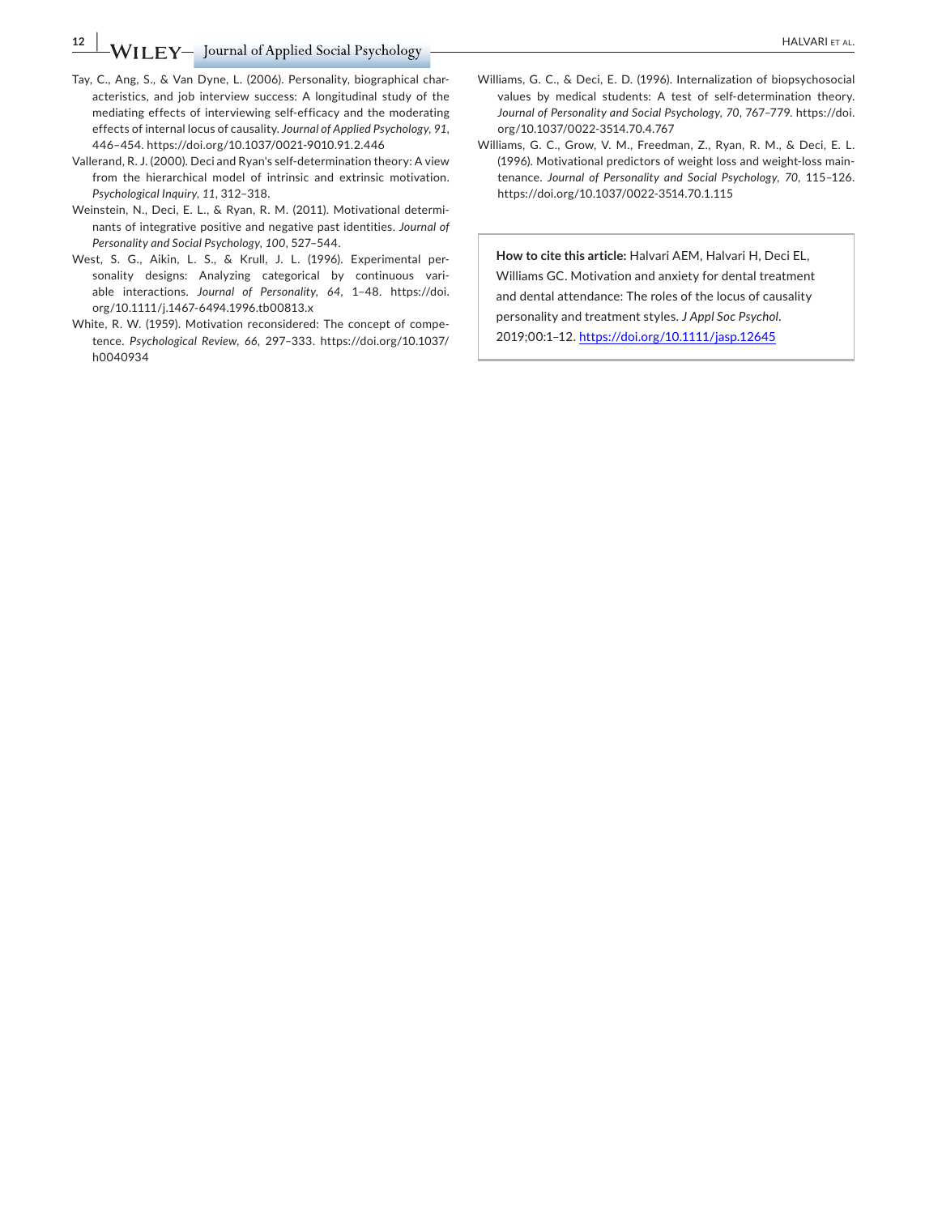Tay, C., Ang, S., & Van Dyne, L. (2006). Personality, biographical characteristics, and job interview success: A longitudinal study of the mediating effects of interviewing self-efficacy and the moderating effects of internal locus of causality. *Journal of Applied Psychology*, *91*, 446–454. https://doi.org/10.1037/0021-9010.91.2.446

Vallerand, R. J. (2000). Deci and Ryan's self-determination theory: A view from the hierarchical model of intrinsic and extrinsic motivation. *Psychological Inquiry*, *11*, 312–318.

Weinstein, N., Deci, E. L., & Ryan, R. M. (2011). Motivational determinants of integrative positive and negative past identities. *Journal of Personality and Social Psychology*, *100*, 527–544.

West, S. G., Aikin, L. S., & Krull, J. L. (1996). Experimental personality designs: Analyzing categorical by continuous variable interactions. *Journal of Personality*, *64*, 1–48. https://doi.org/10.1111/j.1467-6494.1996.tb00813.x

White, R. W. (1959). Motivation reconsidered: The concept of competence. *Psychological Review*, *66*, 297–333. https://doi.org/10.1037/h0040934

Williams, G. C., & Deci, E. D. (1996). Internalization of biopsychosocial values by medical students: A test of self-determination theory. *Journal of Personality and Social Psychology*, *70*, 767–779. https://doi.org/10.1037/0022-3514.70.4.767

Williams, G. C., Grow, V. M., Freedman, Z., Ryan, R. M., & Deci, E. L. (1996). Motivational predictors of weight loss and weight-loss maintenance. *Journal of Personality and Social Psychology*, *70*, 115–126. https://doi.org/10.1037/0022-3514.70.1.115

**How to cite this article:** Halvari AEM, Halvari H, Deci EL, Williams GC. Motivation and anxiety for dental treatment and dental attendance: The roles of the locus of causality personality and treatment styles. *J Appl Soc Psychol*. 2019;00:1–12. https://doi.org/10.1111/jasp.12645